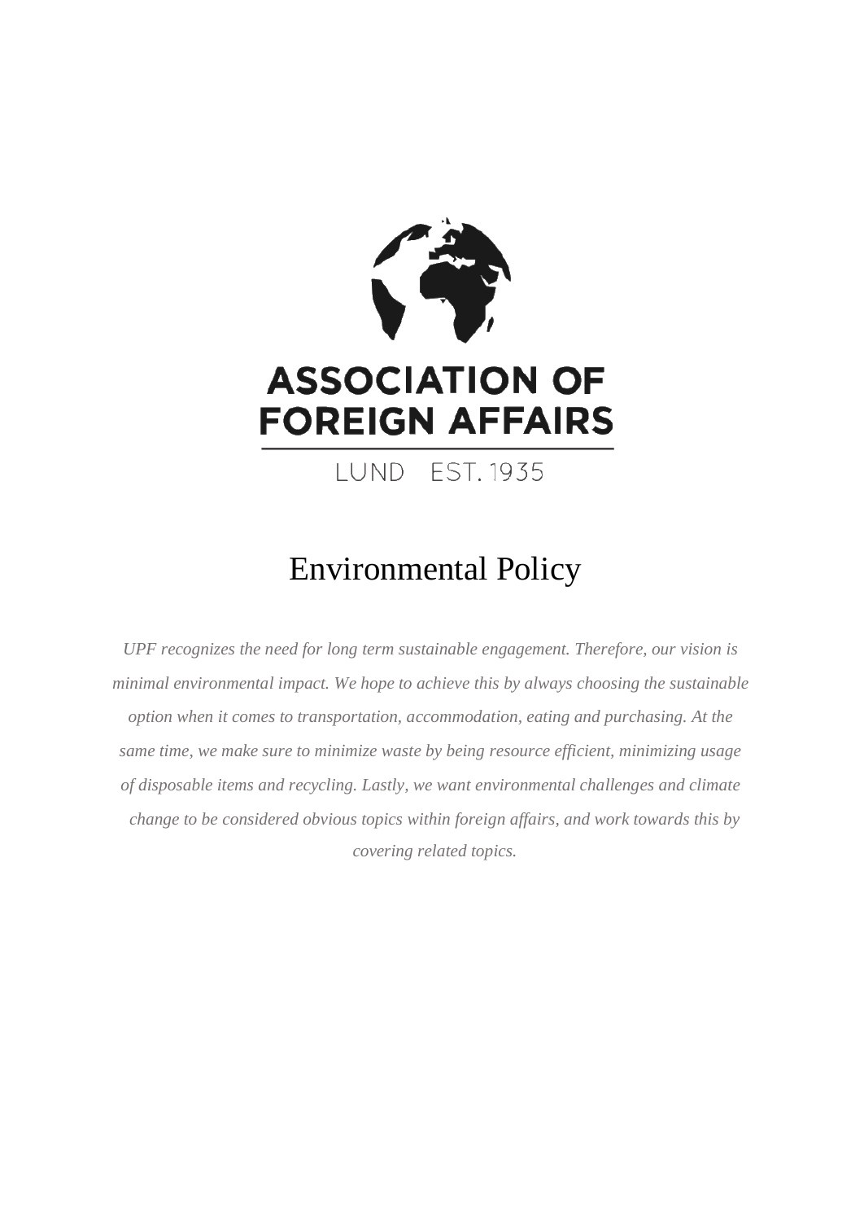ASSOCIATION OF FOREIGN AFFAIRS

LUND EST. 1935

# Environmental Policy

*UPF recognizes the need for long term sustainable engagement. Therefore, our vision is minimal environmental impact. We hope to achieve this by always choosing the sustainable option when it comes to transportation, accommodation, eating and purchasing. At the same time, we make sure to minimize waste by being resource efficient, minimizing usage of disposable items and recycling. Lastly, we want environmental challenges and climate change to be considered obvious topics within foreign affairs, and work towards this by covering related topics.*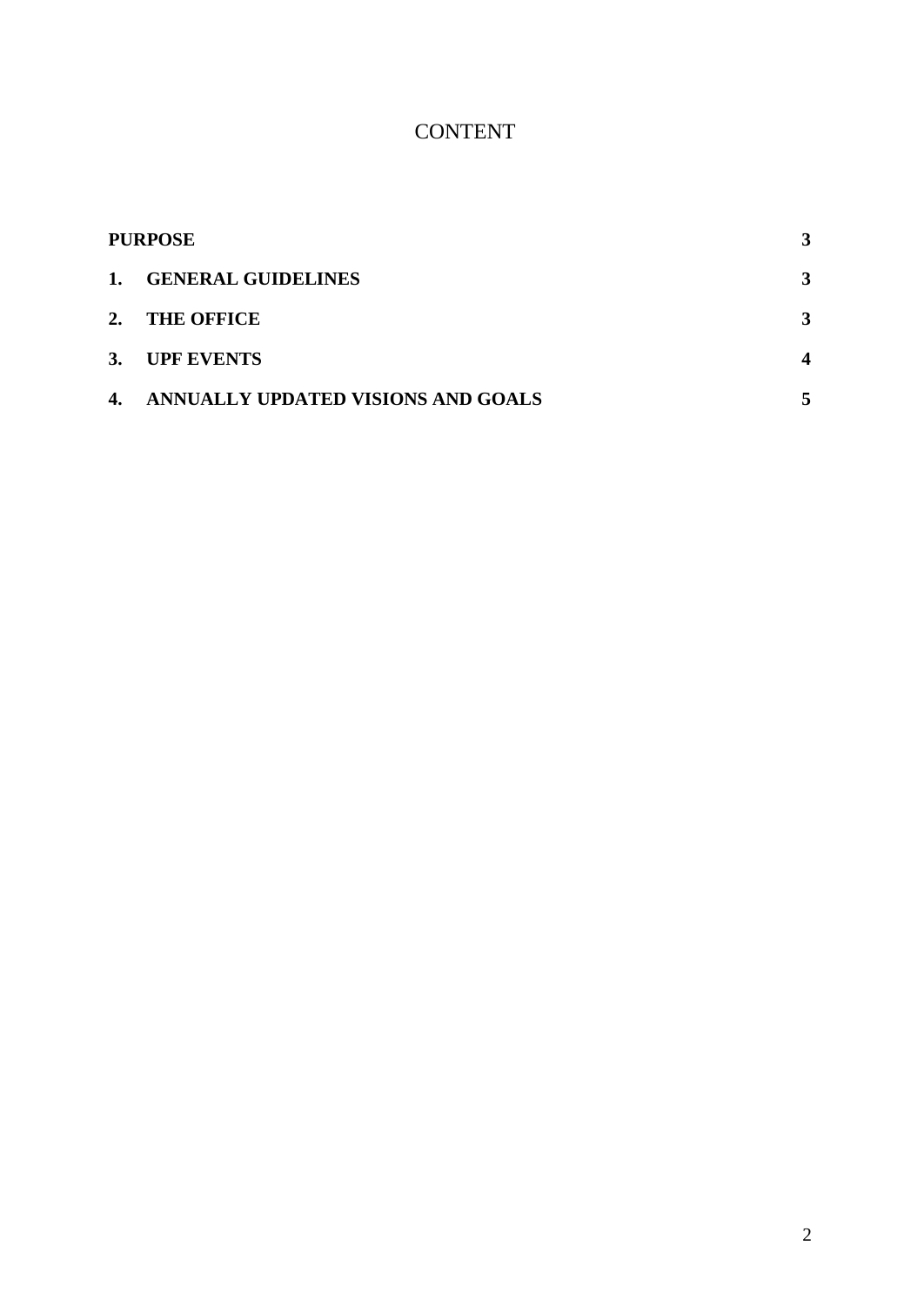# CONTENT

| | | |
|---|---|---|
| **PURPOSE** | | **3** |
| **1.** | **GENERAL GUIDELINES** | **3** |
| **2.** | **THE OFFICE** | **3** |
| **3.** | **UPF EVENTS** | **4** |
| **4.** | **ANNUALLY UPDATED VISIONS AND GOALS** | **5** |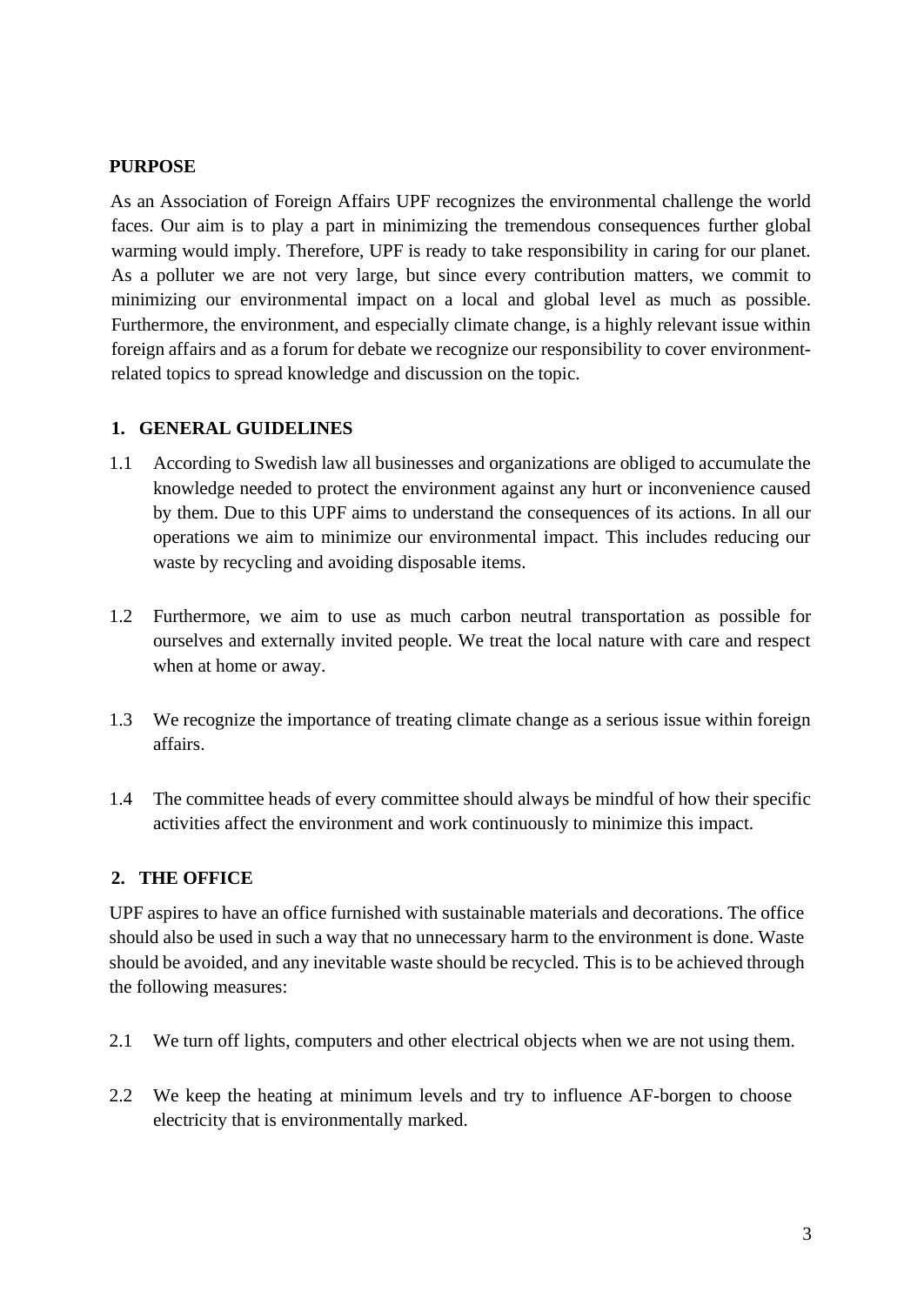## PURPOSE

As an Association of Foreign Affairs UPF recognizes the environmental challenge the world faces. Our aim is to play a part in minimizing the tremendous consequences further global warming would imply. Therefore, UPF is ready to take responsibility in caring for our planet. As a polluter we are not very large, but since every contribution matters, we commit to minimizing our environmental impact on a local and global level as much as possible. Furthermore, the environment, and especially climate change, is a highly relevant issue within foreign affairs and as a forum for debate we recognize our responsibility to cover environment-related topics to spread knowledge and discussion on the topic.

## 1. GENERAL GUIDELINES

1.1 According to Swedish law all businesses and organizations are obliged to accumulate the knowledge needed to protect the environment against any hurt or inconvenience caused by them. Due to this UPF aims to understand the consequences of its actions. In all our operations we aim to minimize our environmental impact. This includes reducing our waste by recycling and avoiding disposable items.

1.2 Furthermore, we aim to use as much carbon neutral transportation as possible for ourselves and externally invited people. We treat the local nature with care and respect when at home or away.

1.3 We recognize the importance of treating climate change as a serious issue within foreign affairs.

1.4 The committee heads of every committee should always be mindful of how their specific activities affect the environment and work continuously to minimize this impact.

## 2. THE OFFICE

UPF aspires to have an office furnished with sustainable materials and decorations. The office should also be used in such a way that no unnecessary harm to the environment is done. Waste should be avoided, and any inevitable waste should be recycled. This is to be achieved through the following measures:

2.1 We turn off lights, computers and other electrical objects when we are not using them.

2.2 We keep the heating at minimum levels and try to influence AF-borgen to choose electricity that is environmentally marked.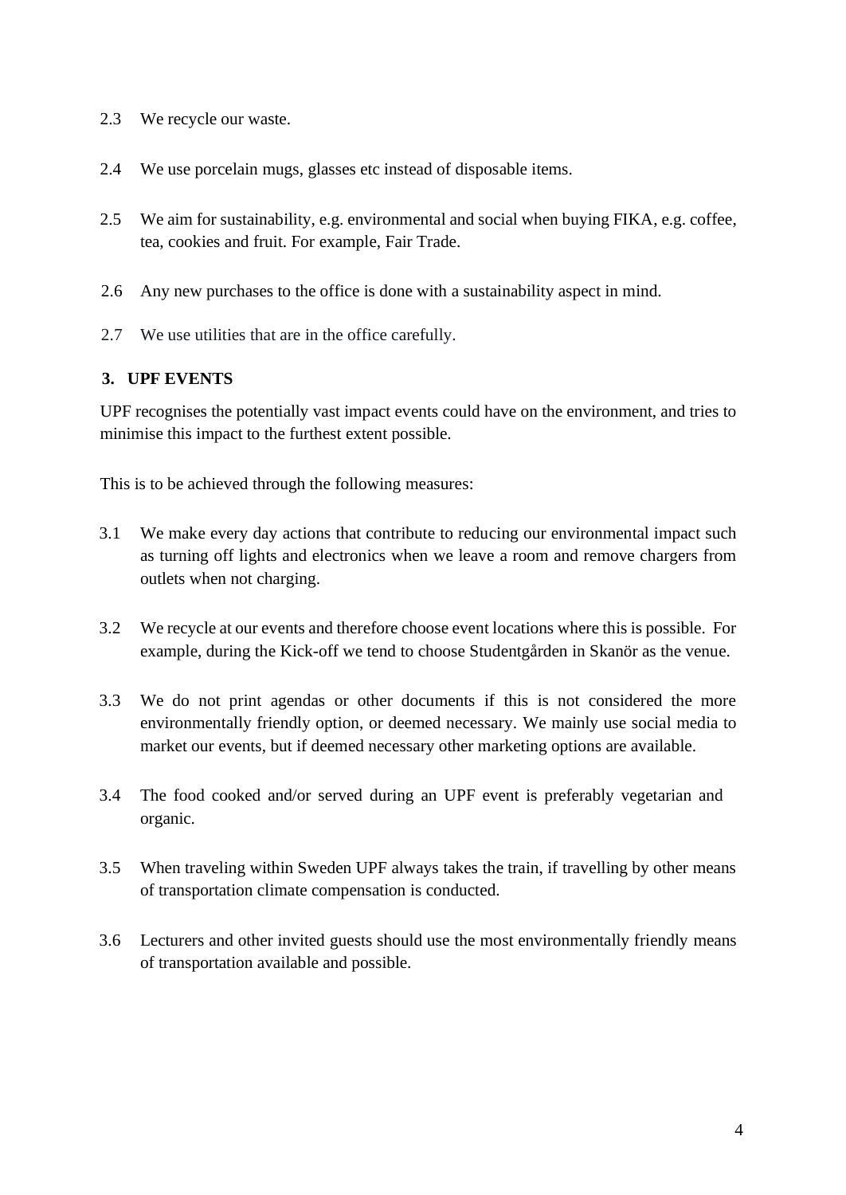2.3 We recycle our waste.

2.4 We use porcelain mugs, glasses etc instead of disposable items.

2.5 We aim for sustainability, e.g. environmental and social when buying FIKA, e.g. coffee, tea, cookies and fruit. For example, Fair Trade.

2.6 Any new purchases to the office is done with a sustainability aspect in mind.

2.7 We use utilities that are in the office carefully.

## 3. UPF EVENTS

UPF recognises the potentially vast impact events could have on the environment, and tries to minimise this impact to the furthest extent possible.

This is to be achieved through the following measures:

3.1 We make every day actions that contribute to reducing our environmental impact such as turning off lights and electronics when we leave a room and remove chargers from outlets when not charging.

3.2 We recycle at our events and therefore choose event locations where this is possible. For example, during the Kick-off we tend to choose Studentgården in Skanör as the venue.

3.3 We do not print agendas or other documents if this is not considered the more environmentally friendly option, or deemed necessary. We mainly use social media to market our events, but if deemed necessary other marketing options are available.

3.4 The food cooked and/or served during an UPF event is preferably vegetarian and organic.

3.5 When traveling within Sweden UPF always takes the train, if travelling by other means of transportation climate compensation is conducted.

3.6 Lecturers and other invited guests should use the most environmentally friendly means of transportation available and possible.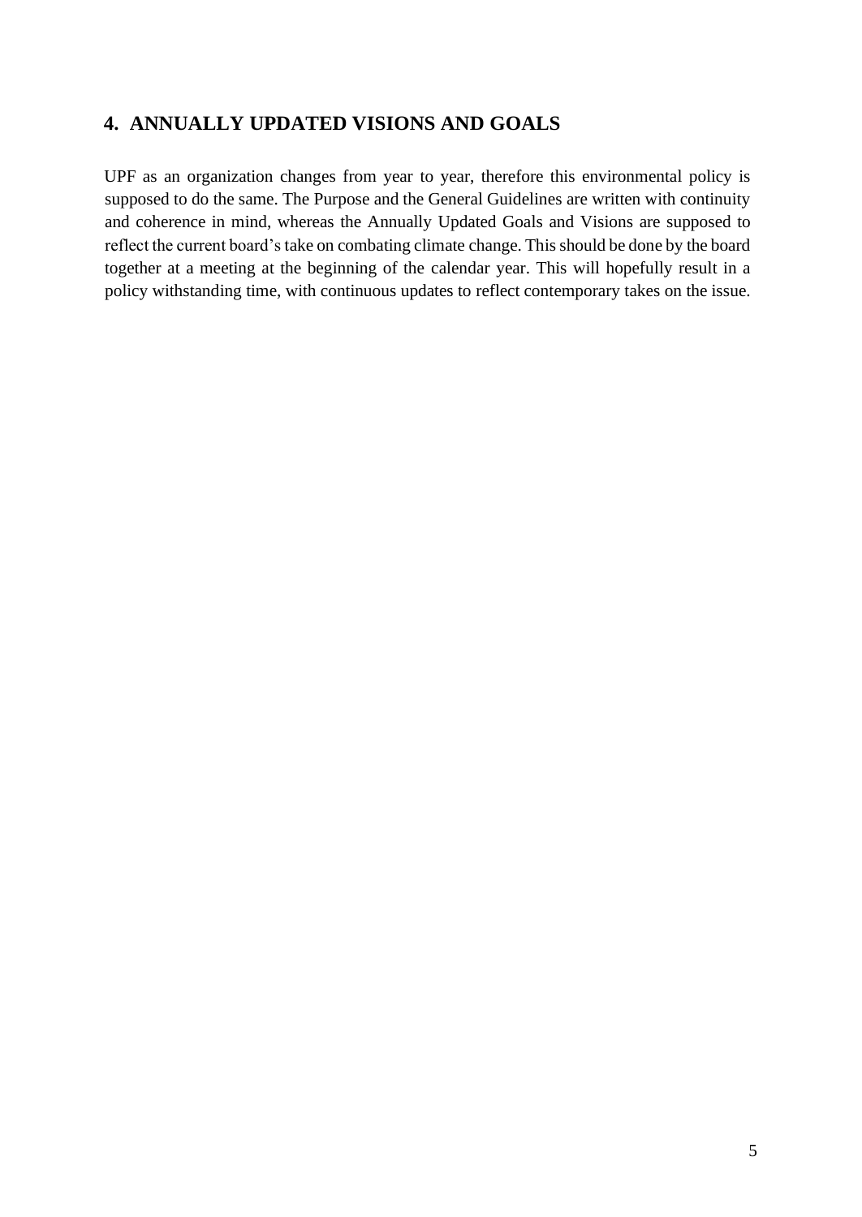## 4. ANNUALLY UPDATED VISIONS AND GOALS

UPF as an organization changes from year to year, therefore this environmental policy is supposed to do the same. The Purpose and the General Guidelines are written with continuity and coherence in mind, whereas the Annually Updated Goals and Visions are supposed to reflect the current board's take on combating climate change. This should be done by the board together at a meeting at the beginning of the calendar year. This will hopefully result in a policy withstanding time, with continuous updates to reflect contemporary takes on the issue.